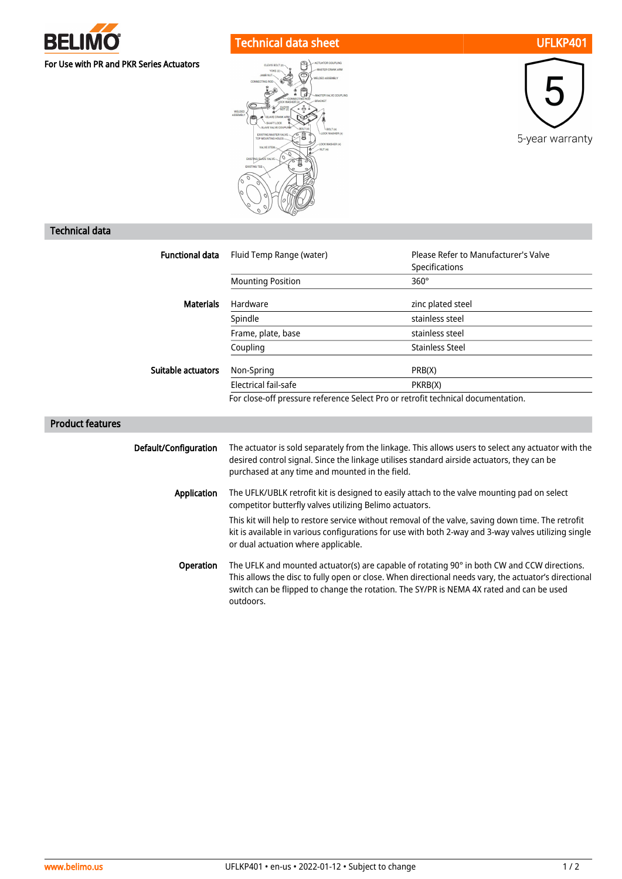# Technical data sheet — UFLKP401

For Use with PR and PKR Series Actuators

5-year warranty

## Technical data

| | | |
|---|---|---|
| **Functional data** | Fluid Temp Range (water) | Please Refer to Manufacturer's Valve Specifications |
| | Mounting Position | 360° |
| **Materials** | Hardware | zinc plated steel |
| | Spindle | stainless steel |
| | Frame, plate, base | stainless steel |
| | Coupling | Stainless Steel |
| **Suitable actuators** | Non-Spring | PRB(X) |
| | Electrical fail-safe | PKRB(X) |
| | For close-off pressure reference Select Pro or retrofit technical documentation. | |

## Product features

**Default/Configuration**

The actuator is sold separately from the linkage. This allows users to select any actuator with the desired control signal. Since the linkage utilises standard airside actuators, they can be purchased at any time and mounted in the field.

**Application**

The UFLK/UBLK retrofit kit is designed to easily attach to the valve mounting pad on select competitor butterfly valves utilizing Belimo actuators.

This kit will help to restore service without removal of the valve, saving down time. The retrofit kit is available in various configurations for use with both 2-way and 3-way valves utilizing single or dual actuation where applicable.

**Operation**

The UFLK and mounted actuator(s) are capable of rotating 90° in both CW and CCW directions. This allows the disc to fully open or close. When directional needs vary, the actuator's directional switch can be flipped to change the rotation. The SY/PR is NEMA 4X rated and can be used outdoors.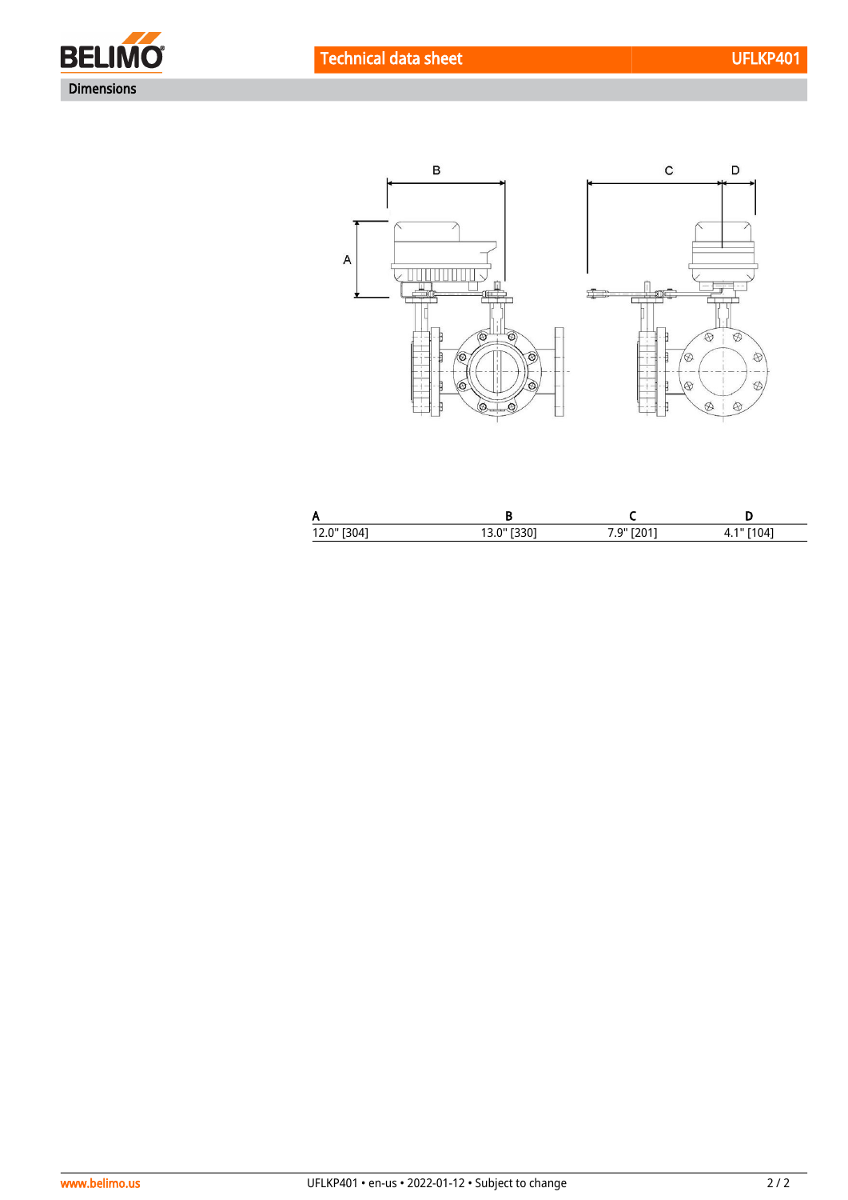## Dimensions

B

C

D

A

| A | B | C | D |
|---|---|---|---|
| 12.0" [304] | 13.0" [330] | 7.9" [201] | 4.1" [104] |